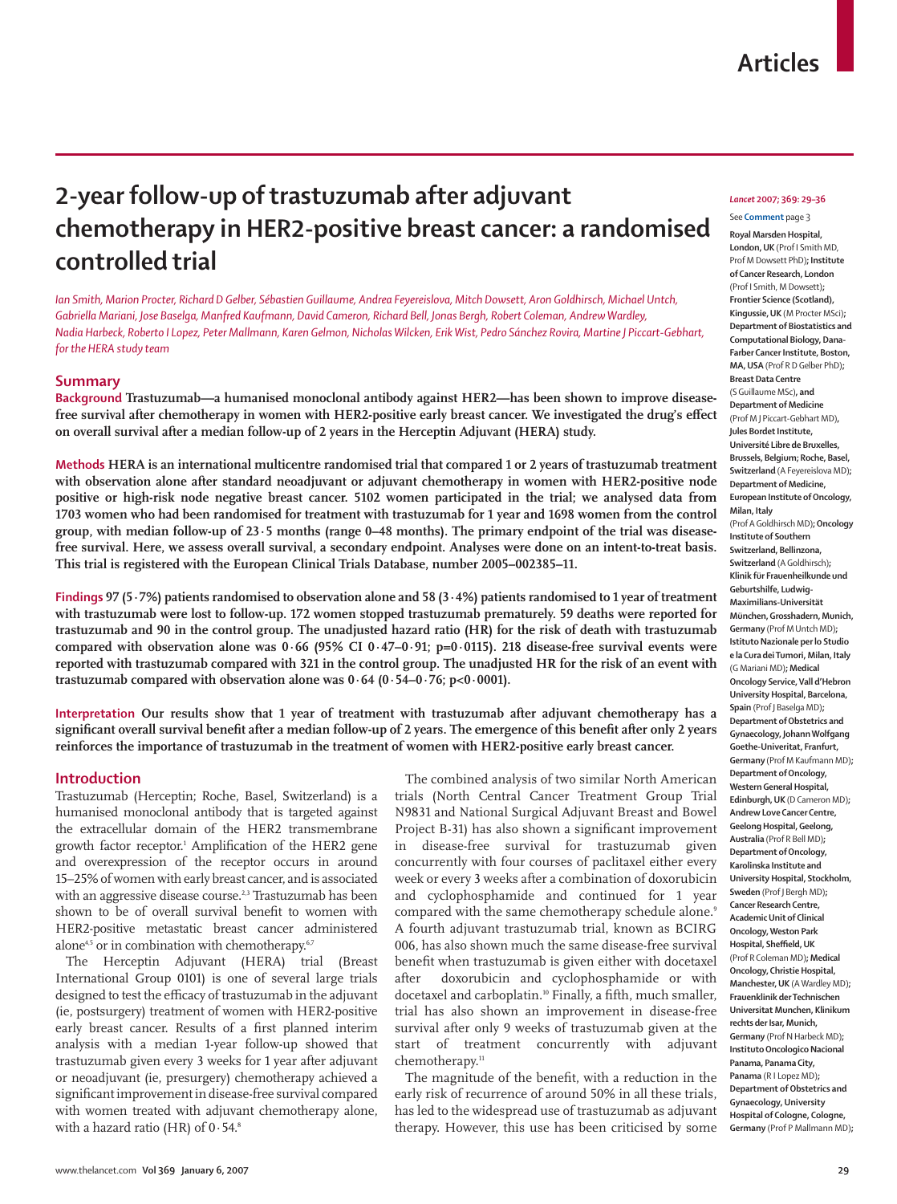# 2-year follow-up of trastuzumab after adjuvant chemotherapy in HER2-positive breast cancer: a randomised controlled trial

*Ian Smith, Marion Procter, Richard D Gelber, Sébastien Guillaume, Andrea Feyereislova, Mitch Dowsett, Aron Goldhirsch, Michael Untch, Gabriella Mariani, Jose Baselga, Manfred Kaufmann, David Cameron, Richard Bell, Jonas Bergh, Robert Coleman, Andrew Wardley, Nadia Harbeck, Roberto I Lopez, Peter Mallmann, Karen Gelmon, Nicholas Wilcken, Erik Wist, Pedro Sánchez Rovira, Martine J Piccart-Gebhart, for the HERA study team*

*Lancet* 2007; 369: 29–36

See **Comment** page 3

**Royal Marsden Hospital, London, UK** (Prof I Smith MD, Prof M Dowsett PhD); **Institute of Cancer Research, London** (Prof I Smith, M Dowsett); **Frontier Science (Scotland), Kingussie, UK** (M Procter MSc); **Department of Biostatistics and Computational Biology, Dana-Farber Cancer Institute, Boston, MA, USA** (Prof R D Gelber PhD); **Breast Data Centre** (S Guillaume MSc), **and Department of Medicine** (Prof M J Piccart-Gebhart MD), **Jules Bordet Institute, Université Libre de Bruxelles, Brussels, Belgium; Roche, Basel, Switzerland** (A Feyereislova MD); **Department of Medicine, European Institute of Oncology, Milan, Italy** (Prof A Goldhirsch MD); **Oncology Institute of Southern Switzerland, Bellinzona, Switzerland** (A Goldhirsch); **Klinik für Frauenheilkunde und Geburtshilfe, Ludwig-Maximilians-Universität München, Grosshadern, Munich, Germany** (Prof M Untch MD); **Istituto Nazionale per lo Studio e la Cura dei Tumori, Milan, Italy** (G Mariani MD); **Medical Oncology Service, Vall d'Hebron University Hospital, Barcelona, Spain** (Prof J Baselga MD); **Department of Obstetrics and Gynaecology, Johann Wolfgang Goethe-Univeritat, Franfurt, Germany** (Prof M Kaufmann MD); **Department of Oncology, Western General Hospital, Edinburgh, UK** (D Cameron MD); **Andrew Love Cancer Centre, Geelong Hospital, Geelong, Australia** (Prof R Bell MD); **Department of Oncology, Karolinska Institute and University Hospital, Stockholm, Sweden** (Prof J Bergh MD); **Cancer Research Centre, Academic Unit of Clinical Oncology, Weston Park Hospital, Sheffield, UK** (Prof R Coleman MD); **Medical Oncology, Christie Hospital, Manchester, UK** (A Wardley MD); **Frauenklinik der Technischen Universitat Munchen, Klinikum rechts der Isar, Munich, Germany** (Prof N Harbeck MD); **Instituto Oncologico Nacional Panama, Panama City, Panama** (R I Lopez MD); **Department of Obstetrics and Gynaecology, University Hospital of Cologne, Cologne, Germany** (Prof P Mallmann MD);

## Summary

**Background** Trastuzumab—a humanised monoclonal antibody against HER2—has been shown to improve disease-free survival after chemotherapy in women with HER2-positive early breast cancer. We investigated the drug's effect on overall survival after a median follow-up of 2 years in the Herceptin Adjuvant (HERA) study.

**Methods** HERA is an international multicentre randomised trial that compared 1 or 2 years of trastuzumab treatment with observation alone after standard neoadjuvant or adjuvant chemotherapy in women with HER2-positive node positive or high-risk node negative breast cancer. 5102 women participated in the trial; we analysed data from 1703 women who had been randomised for treatment with trastuzumab for 1 year and 1698 women from the control group, with median follow-up of 23·5 months (range 0–48 months). The primary endpoint of the trial was disease-free survival. Here, we assess overall survival, a secondary endpoint. Analyses were done on an intent-to-treat basis. This trial is registered with the European Clinical Trials Database, number 2005–002385–11.

**Findings** 97 (5·7%) patients randomised to observation alone and 58 (3·4%) patients randomised to 1 year of treatment with trastuzumab were lost to follow-up. 172 women stopped trastuzumab prematurely. 59 deaths were reported for trastuzumab and 90 in the control group. The unadjusted hazard ratio (HR) for the risk of death with trastuzumab compared with observation alone was 0·66 (95% CI 0·47–0·91; p=0·0115). 218 disease-free survival events were reported with trastuzumab compared with 321 in the control group. The unadjusted HR for the risk of an event with trastuzumab compared with observation alone was 0·64 (0·54–0·76; p<0·0001).

**Interpretation** Our results show that 1 year of treatment with trastuzumab after adjuvant chemotherapy has a significant overall survival benefit after a median follow-up of 2 years. The emergence of this benefit after only 2 years reinforces the importance of trastuzumab in the treatment of women with HER2-positive early breast cancer.

## Introduction

Trastuzumab (Herceptin; Roche, Basel, Switzerland) is a humanised monoclonal antibody that is targeted against the extracellular domain of the HER2 transmembrane growth factor receptor.[1] Amplification of the HER2 gene and overexpression of the receptor occurs in around 15–25% of women with early breast cancer, and is associated with an aggressive disease course.[2,3] Trastuzumab has been shown to be of overall survival benefit to women with HER2-positive metastatic breast cancer administered alone[4,5] or in combination with chemotherapy.[6,7]

The Herceptin Adjuvant (HERA) trial (Breast International Group 0101) is one of several large trials designed to test the efficacy of trastuzumab in the adjuvant (ie, postsurgery) treatment of women with HER2-positive early breast cancer. Results of a first planned interim analysis with a median 1-year follow-up showed that trastuzumab given every 3 weeks for 1 year after adjuvant or neoadjuvant (ie, presurgery) chemotherapy achieved a significant improvement in disease-free survival compared with women treated with adjuvant chemotherapy alone, with a hazard ratio (HR) of 0·54.[8]

The combined analysis of two similar North American trials (North Central Cancer Treatment Group Trial N9831 and National Surgical Adjuvant Breast and Bowel Project B-31) has also shown a significant improvement in disease-free survival for trastuzumab given concurrently with four courses of paclitaxel either every week or every 3 weeks after a combination of doxorubicin and cyclophosphamide and continued for 1 year compared with the same chemotherapy schedule alone.[9] A fourth adjuvant trastuzumab trial, known as BCIRG 006, has also shown much the same disease-free survival benefit when trastuzumab is given either with docetaxel after doxorubicin and cyclophosphamide or with docetaxel and carboplatin.[10] Finally, a fifth, much smaller, trial has also shown an improvement in disease-free survival after only 9 weeks of trastuzumab given at the start of treatment concurrently with adjuvant chemotherapy.[11]

The magnitude of the benefit, with a reduction in the early risk of recurrence of around 50% in all these trials, has led to the widespread use of trastuzumab as adjuvant therapy. However, this use has been criticised by some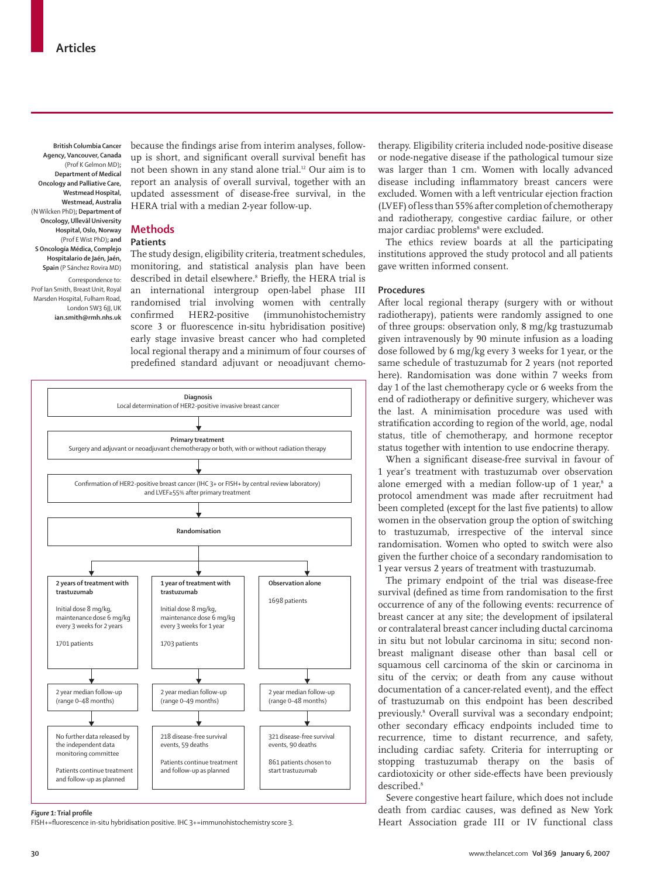British Columbia Cancer Agency, Vancouver, Canada (Prof K Gelmon MD); Department of Medical Oncology and Palliative Care, Westmead Hospital, Westmead, Australia (N Wilcken PhD); Department of Oncology, Ullevål University Hospital, Oslo, Norway (Prof E Wist PhD); and S Oncología Médica, Complejo Hospitalario de Jaén, Jaén, Spain (P Sánchez Rovira MD)

Correspondence to: Prof Ian Smith, Breast Unit, Royal Marsden Hospital, Fulham Road, London SW3 6JJ, UK **ian.smith@rmh.nhs.uk**

because the findings arise from interim analyses, follow-up is short, and significant overall survival benefit has not been shown in any stand alone trial.[12] Our aim is to report an analysis of overall survival, together with an updated assessment of disease-free survival, in the HERA trial with a median 2-year follow-up.

## Methods

### Patients

The study design, eligibility criteria, treatment schedules, monitoring, and statistical analysis plan have been described in detail elsewhere.[8] Briefly, the HERA trial is an international intergroup open-label phase III randomised trial involving women with centrally confirmed HER2-positive (immunohistochemistry score 3 or fluorescence in-situ hybridisation positive) early stage invasive breast cancer who had completed local regional therapy and a minimum of four courses of predefined standard adjuvant or neoadjuvant chemotherapy. Eligibility criteria included node-positive disease or node-negative disease if the pathological tumour size was larger than 1 cm. Women with locally advanced disease including inflammatory breast cancers were excluded. Women with a left ventricular ejection fraction (LVEF) of less than 55% after completion of chemotherapy and radiotherapy, congestive cardiac failure, or other major cardiac problems[8] were excluded.

The ethics review boards at all the participating institutions approved the study protocol and all patients gave written informed consent.

### Procedures

After local regional therapy (surgery with or without radiotherapy), patients were randomly assigned to one of three groups: observation only, 8 mg/kg trastuzumab given intravenously by 90 minute infusion as a loading dose followed by 6 mg/kg every 3 weeks for 1 year, or the same schedule of trastuzumab for 2 years (not reported here). Randomisation was done within 7 weeks from day 1 of the last chemotherapy cycle or 6 weeks from the end of radiotherapy or definitive surgery, whichever was the last. A minimisation procedure was used with stratification according to region of the world, age, nodal status, title of chemotherapy, and hormone receptor status together with intention to use endocrine therapy.

When a significant disease-free survival in favour of 1 year's treatment with trastuzumab over observation alone emerged with a median follow-up of 1 year,[8] a protocol amendment was made after recruitment had been completed (except for the last five patients) to allow women in the observation group the option of switching to trastuzumab, irrespective of the interval since randomisation. Women who opted to switch were also given the further choice of a secondary randomisation to 1 year versus 2 years of treatment with trastuzumab.

The primary endpoint of the trial was disease-free survival (defined as time from randomisation to the first occurrence of any of the following events: recurrence of breast cancer at any site; the development of ipsilateral or contralateral breast cancer including ductal carcinoma in situ but not lobular carcinoma in situ; second non-breast malignant disease other than basal cell or squamous cell carcinoma of the skin or carcinoma in situ of the cervix; or death from any cause without documentation of a cancer-related event), and the effect of trastuzumab on this endpoint has been described previously.[8] Overall survival was a secondary endpoint; other secondary efficacy endpoints included time to recurrence, time to distant recurrence, and safety, including cardiac safety. Criteria for interrupting or stopping trastuzumab therapy on the basis of cardiotoxicity or other side-effects have been previously described.[8]

Severe congestive heart failure, which does not include death from cardiac causes, was defined as New York Heart Association grade III or IV functional class

**Diagnosis**
Local determination of HER2-positive invasive breast cancer

↓

**Primary treatment**
Surgery and adjuvant or neoadjuvant chemotherapy or both, with or without radiation therapy

↓

Confirmation of HER2-positive breast cancer (IHC 3+ or FISH+ by central review laboratory) and LVEF≥55% after primary treatment

↓

**Randomisation**

| **2 years of treatment with trastuzumab** | **1 year of treatment with trastuzumab** | **Observation alone** |
| --- | --- | --- |
| Initial dose 8 mg/kg, maintenance dose 6 mg/kg every 3 weeks for 2 years; 1701 patients | Initial dose 8 mg/kg, maintenance dose 6 mg/kg every 3 weeks for 1 year; 1703 patients | 1698 patients |
| 2 year median follow-up (range 0–48 months) | 2 year median follow-up (range 0–49 months) | 2 year median follow-up (range 0–48 months) |
| No further data released by the independent data monitoring committee; Patients continue treatment and follow-up as planned | 218 disease-free survival events, 59 deaths; Patients continue treatment and follow-up as planned | 321 disease-free survival events, 90 deaths; 861 patients chosen to start trastuzumab |

*Figure 1:* **Trial profile**
FISH+=fluorescence in-situ hybridisation positive. IHC 3+=immunohistochemistry score 3.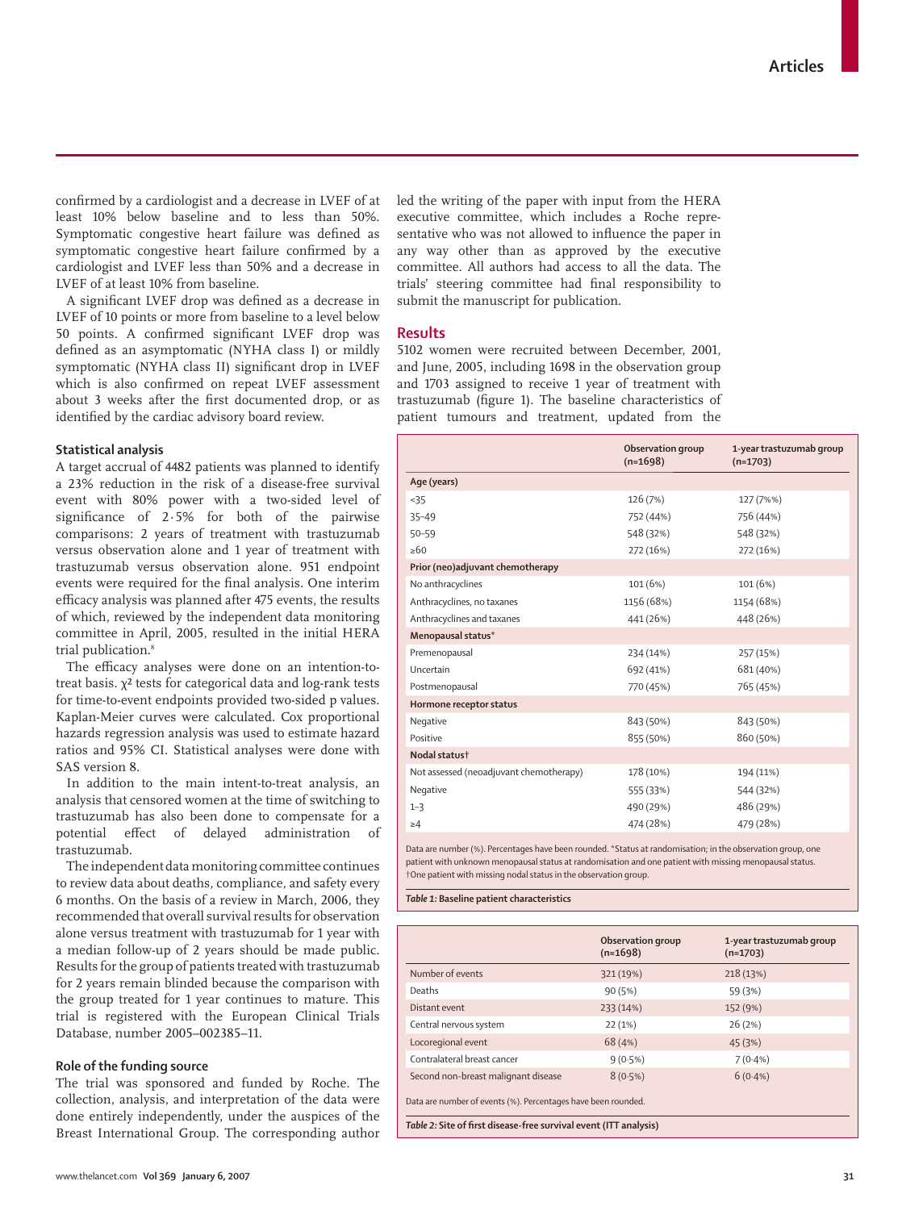confirmed by a cardiologist and a decrease in LVEF of at least 10% below baseline and to less than 50%. Symptomatic congestive heart failure was defined as symptomatic congestive heart failure confirmed by a cardiologist and LVEF less than 50% and a decrease in LVEF of at least 10% from baseline.

A significant LVEF drop was defined as a decrease in LVEF of 10 points or more from baseline to a level below 50 points. A confirmed significant LVEF drop was defined as an asymptomatic (NYHA class I) or mildly symptomatic (NYHA class II) significant drop in LVEF which is also confirmed on repeat LVEF assessment about 3 weeks after the first documented drop, or as identified by the cardiac advisory board review.

### Statistical analysis

A target accrual of 4482 patients was planned to identify a 23% reduction in the risk of a disease-free survival event with 80% power with a two-sided level of significance of 2·5% for both of the pairwise comparisons: 2 years of treatment with trastuzumab versus observation alone and 1 year of treatment with trastuzumab versus observation alone. 951 endpoint events were required for the final analysis. One interim efficacy analysis was planned after 475 events, the results of which, reviewed by the independent data monitoring committee in April, 2005, resulted in the initial HERA trial publication.[8]

The efficacy analyses were done on an intention-to-treat basis. $\chi^2$ tests for categorical data and log-rank tests for time-to-event endpoints provided two-sided p values. Kaplan-Meier curves were calculated. Cox proportional hazards regression analysis was used to estimate hazard ratios and 95% CI. Statistical analyses were done with SAS version 8.

In addition to the main intent-to-treat analysis, an analysis that censored women at the time of switching to trastuzumab has also been done to compensate for a potential effect of delayed administration of trastuzumab.

The independent data monitoring committee continues to review data about deaths, compliance, and safety every 6 months. On the basis of a review in March, 2006, they recommended that overall survival results for observation alone versus treatment with trastuzumab for 1 year with a median follow-up of 2 years should be made public. Results for the group of patients treated with trastuzumab for 2 years remain blinded because the comparison with the group treated for 1 year continues to mature. This trial is registered with the European Clinical Trials Database, number 2005–002385–11.

### Role of the funding source

The trial was sponsored and funded by Roche. The collection, analysis, and interpretation of the data were done entirely independently, under the auspices of the Breast International Group. The corresponding author led the writing of the paper with input from the HERA executive committee, which includes a Roche representative who was not allowed to influence the paper in any way other than as approved by the executive committee. All authors had access to all the data. The trials' steering committee had final responsibility to submit the manuscript for publication.

## Results

5102 women were recruited between December, 2001, and June, 2005, including 1698 in the observation group and 1703 assigned to receive 1 year of treatment with trastuzumab (figure 1). The baseline characteristics of patient tumours and treatment, updated from the

| | Observation group (n=1698) | 1-year trastuzumab group (n=1703) |
|---|---|---|
| **Age (years)** | | |
| <35 | 126 (7%) | 127 (7%%) |
| 35–49 | 752 (44%) | 756 (44%) |
| 50–59 | 548 (32%) | 548 (32%) |
| ≥60 | 272 (16%) | 272 (16%) |
| **Prior (neo)adjuvant chemotherapy** | | |
| No anthracyclines | 101 (6%) | 101 (6%) |
| Anthracyclines, no taxanes | 1156 (68%) | 1154 (68%) |
| Anthracyclines and taxanes | 441 (26%) | 448 (26%) |
| **Menopausal status*** | | |
| Premenopausal | 234 (14%) | 257 (15%) |
| Uncertain | 692 (41%) | 681 (40%) |
| Postmenopausal | 770 (45%) | 765 (45%) |
| **Hormone receptor status** | | |
| Negative | 843 (50%) | 843 (50%) |
| Positive | 855 (50%) | 860 (50%) |
| **Nodal status†** | | |
| Not assessed (neoadjuvant chemotherapy) | 178 (10%) | 194 (11%) |
| Negative | 555 (33%) | 544 (32%) |
| 1–3 | 490 (29%) | 486 (29%) |
| ≥4 | 474 (28%) | 479 (28%) |

Data are number (%). Percentages have been rounded. *Status at randomisation; in the observation group, one patient with unknown menopausal status at randomisation and one patient with missing menopausal status. †One patient with missing nodal status in the observation group.

*Table 1:* **Baseline patient characteristics**

| | Observation group (n=1698) | 1-year trastuzumab group (n=1703) |
|---|---|---|
| Number of events | 321 (19%) | 218 (13%) |
| Deaths | 90 (5%) | 59 (3%) |
| Distant event | 233 (14%) | 152 (9%) |
| Central nervous system | 22 (1%) | 26 (2%) |
| Locoregional event | 68 (4%) | 45 (3%) |
| Contralateral breast cancer | 9 (0·5%) | 7 (0·4%) |
| Second non-breast malignant disease | 8 (0·5%) | 6 (0·4%) |

Data are number of events (%). Percentages have been rounded.

*Table 2:* **Site of first disease-free survival event (ITT analysis)**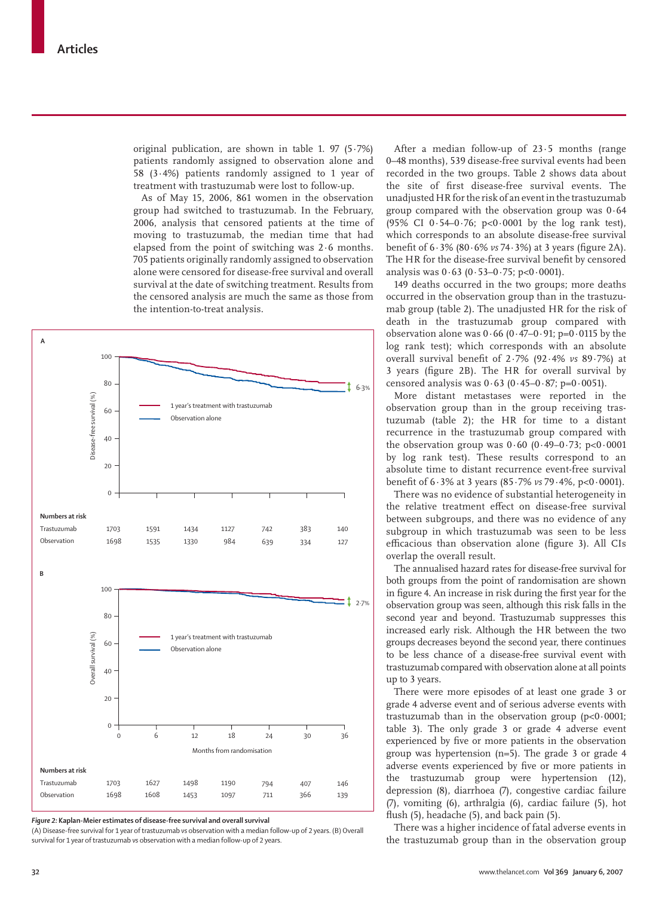original publication, are shown in table 1. 97 (5·7%) patients randomly assigned to observation alone and 58 (3·4%) patients randomly assigned to 1 year of treatment with trastuzumab were lost to follow-up.

As of May 15, 2006, 861 women in the observation group had switched to trastuzumab. In the February, 2006, analysis that censored patients at the time of moving to trastuzumab, the median time that had elapsed from the point of switching was 2·6 months. 705 patients originally randomly assigned to observation alone were censored for disease-free survival and overall survival at the date of switching treatment. Results from the censored analysis are much the same as those from the intention-to-treat analysis.

**A**

Numbers at risk

| | 0 | 6 | 12 | 18 | 24 | 30 | 36 |
|---|---|---|---|---|---|---|---|
| Trastuzumab | 1703 | 1591 | 1434 | 1127 | 742 | 383 | 140 |
| Observation | 1698 | 1535 | 1330 | 984 | 639 | 334 | 127 |

**B**

Numbers at risk

| | 0 | 6 | 12 | 18 | 24 | 30 | 36 |
|---|---|---|---|---|---|---|---|
| Trastuzumab | 1703 | 1627 | 1498 | 1190 | 794 | 407 | 146 |
| Observation | 1698 | 1608 | 1453 | 1097 | 711 | 366 | 139 |

***Figure 2:* Kaplan-Meier estimates of disease-free survival and overall survival**

(A) Disease-free survival for 1 year of trastuzumab *vs* observation with a median follow-up of 2 years. (B) Overall survival for 1 year of trastuzumab *vs* observation with a median follow-up of 2 years.

After a median follow-up of 23·5 months (range 0–48 months), 539 disease-free survival events had been recorded in the two groups. Table 2 shows data about the site of first disease-free survival events. The unadjusted HR for the risk of an event in the trastuzumab group compared with the observation group was 0·64 (95% CI 0·54–0·76; p<0·0001 by the log rank test), which corresponds to an absolute disease-free survival benefit of 6·3% (80·6% *vs* 74·3%) at 3 years (figure 2A). The HR for the disease-free survival benefit by censored analysis was 0·63 (0·53–0·75; p<0·0001).

149 deaths occurred in the two groups; more deaths occurred in the observation group than in the trastuzumab group (table 2). The unadjusted HR for the risk of death in the trastuzumab group compared with observation alone was 0·66 (0·47–0·91; p=0·0115 by the log rank test); which corresponds with an absolute overall survival benefit of 2·7% (92·4% *vs* 89·7%) at 3 years (figure 2B). The HR for overall survival by censored analysis was 0·63 (0·45–0·87; p=0·0051).

More distant metastases were reported in the observation group than in the group receiving trastuzumab (table 2); the HR for time to a distant recurrence in the trastuzumab group compared with the observation group was 0·60 (0·49–0·73; p<0·0001 by log rank test). These results correspond to an absolute time to distant recurrence event-free survival benefit of 6·3% at 3 years (85·7% *vs* 79·4%, p<0·0001).

There was no evidence of substantial heterogeneity in the relative treatment effect on disease-free survival between subgroups, and there was no evidence of any subgroup in which trastuzumab was seen to be less efficacious than observation alone (figure 3). All CIs overlap the overall result.

The annualised hazard rates for disease-free survival for both groups from the point of randomisation are shown in figure 4. An increase in risk during the first year for the observation group was seen, although this risk falls in the second year and beyond. Trastuzumab suppresses this increased early risk. Although the HR between the two groups decreases beyond the second year, there continues to be less chance of a disease-free survival event with trastuzumab compared with observation alone at all points up to 3 years.

There were more episodes of at least one grade 3 or grade 4 adverse event and of serious adverse events with trastuzumab than in the observation group (p<0·0001; table 3). The only grade 3 or grade 4 adverse event experienced by five or more patients in the observation group was hypertension (n=5). The grade 3 or grade 4 adverse events experienced by five or more patients in the trastuzumab group were hypertension (12), depression (8), diarrhoea (7), congestive cardiac failure (7), vomiting (6), arthralgia (6), cardiac failure (5), hot flush (5), headache (5), and back pain (5).

There was a higher incidence of fatal adverse events in the trastuzumab group than in the observation group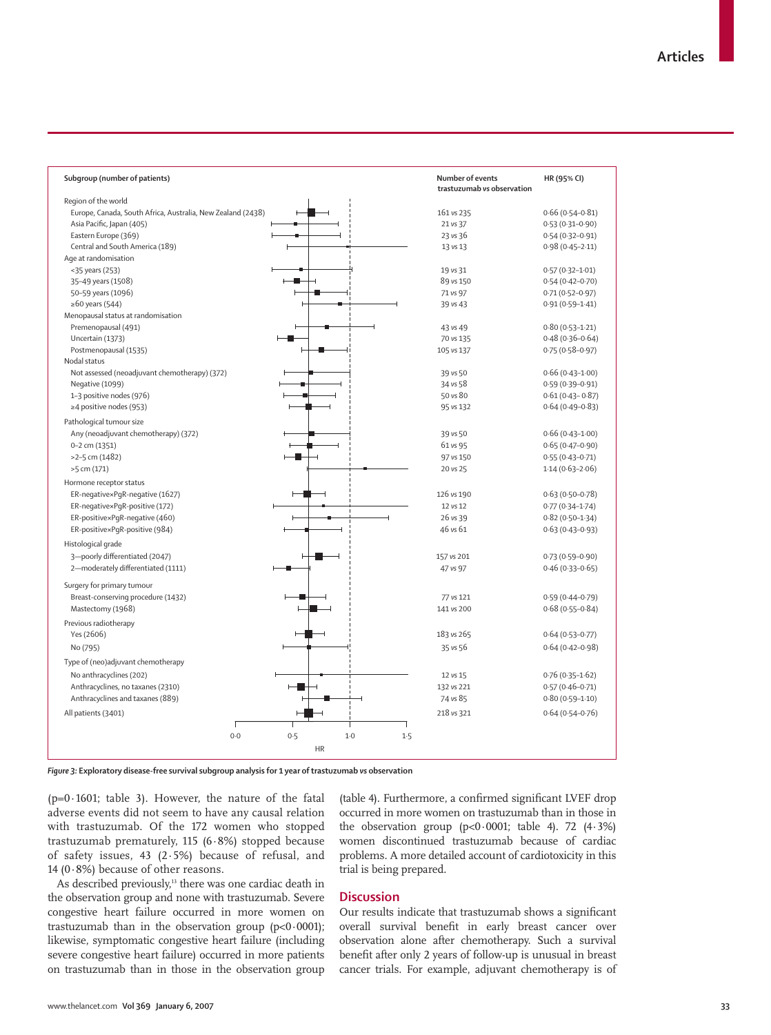| Subgroup (number of patients) | Number of events trastuzumab *vs* observation | HR (95% CI) |
|---|---|---|
| **Region of the world** | | |
| Europe, Canada, South Africa, Australia, New Zealand (2438) | 161 *vs* 235 | 0·66 (0·54–0·81) |
| Asia Pacific, Japan (405) | 21 *vs* 37 | 0·53 (0·31–0·90) |
| Eastern Europe (369) | 23 *vs* 36 | 0·54 (0·32–0·91) |
| Central and South America (189) | 13 *vs* 13 | 0·98 (0·45–2·11) |
| **Age at randomisation** | | |
| <35 years (253) | 19 *vs* 31 | 0·57 (0·32–1·01) |
| 35–49 years (1508) | 89 *vs* 150 | 0·54 (0·42–0·70) |
| 50–59 years (1096) | 71 *vs* 97 | 0·71 (0·52–0·97) |
| ≥60 years (544) | 39 *vs* 43 | 0·91 (0·59–1·41) |
| **Menopausal status at randomisation** | | |
| Premenopausal (491) | 43 *vs* 49 | 0·80 (0·53–1·21) |
| Uncertain (1373) | 70 *vs* 135 | 0·48 (0·36–0·64) |
| Postmenopausal (1535) | 105 *vs* 137 | 0·75 (0·58–0·97) |
| **Nodal status** | | |
| Not assessed (neoadjuvant chemotherapy) (372) | 39 *vs* 50 | 0·66 (0·43–1·00) |
| Negative (1099) | 34 *vs* 58 | 0·59 (0·39–0·91) |
| 1–3 positive nodes (976) | 50 *vs* 80 | 0·61 (0·43– 0·87) |
| ≥4 positive nodes (953) | 95 *vs* 132 | 0·64 (0·49–0·83) |
| **Pathological tumour size** | | |
| Any (neoadjuvant chemotherapy) (372) | 39 *vs* 50 | 0·66 (0·43–1·00) |
| 0–2 cm (1351) | 61 *vs* 95 | 0·65 (0·47–0·90) |
| >2–5 cm (1482) | 97 *vs* 150 | 0·55 (0·43–0·71) |
| >5 cm (171) | 20 *vs* 25 | 1·14 (0·63–2·06) |
| **Hormone receptor status** | | |
| ER-negative×PgR-negative (1627) | 126 *vs* 190 | 0·63 (0·50–0·78) |
| ER-negative×PgR-positive (172) | 12 *vs* 12 | 0·77 (0·34–1·74) |
| ER-positive×PgR-negative (460) | 26 *vs* 39 | 0·82 (0·50–1·34) |
| ER-positive×PgR-positive (984) | 46 *vs* 61 | 0·63 (0·43–0·93) |
| **Histological grade** | | |
| 3—poorly differentiated (2047) | 157 *vs* 201 | 0·73 (0·59–0·90) |
| 2—moderately differentiated (1111) | 47 *vs* 97 | 0·46 (0·33–0·65) |
| **Surgery for primary tumour** | | |
| Breast-conserving procedure (1432) | 77 *vs* 121 | 0·59 (0·44–0·79) |
| Mastectomy (1968) | 141 *vs* 200 | 0·68 (0·55–0·84) |
| **Previous radiotherapy** | | |
| Yes (2606) | 183 *vs* 265 | 0·64 (0·53–0·77) |
| No (795) | 35 *vs* 56 | 0·64 (0·42–0·98) |
| **Type of (neo)adjuvant chemotherapy** | | |
| No anthracyclines (202) | 12 *vs* 15 | 0·76 (0·35–1·62) |
| Anthracyclines, no taxanes (2310) | 132 *vs* 221 | 0·57 (0·46–0·71) |
| Anthracyclines and taxanes (889) | 74 *vs* 85 | 0·80 (0·59–1·10) |
| All patients (3401) | 218 *vs* 321 | 0·64 (0·54–0·76) |

***Figure 3:*** **Exploratory disease-free survival subgroup analysis for 1 year of trastuzumab *vs* observation**

(p=0·1601; table 3). However, the nature of the fatal adverse events did not seem to have any causal relation with trastuzumab. Of the 172 women who stopped trastuzumab prematurely, 115 (6·8%) stopped because of safety issues, 43 (2·5%) because of refusal, and 14 (0·8%) because of other reasons.

As described previously,[13] there was one cardiac death in the observation group and none with trastuzumab. Severe congestive heart failure occurred in more women on trastuzumab than in the observation group (p<0·0001); likewise, symptomatic congestive heart failure (including severe congestive heart failure) occurred in more patients on trastuzumab than in those in the observation group (table 4). Furthermore, a confirmed significant LVEF drop occurred in more women on trastuzumab than in those in the observation group (p<0·0001; table 4). 72 (4·3%) women discontinued trastuzumab because of cardiac problems. A more detailed account of cardiotoxicity in this trial is being prepared.

## Discussion

Our results indicate that trastuzumab shows a significant overall survival benefit in early breast cancer over observation alone after chemotherapy. Such a survival benefit after only 2 years of follow-up is unusual in breast cancer trials. For example, adjuvant chemotherapy is of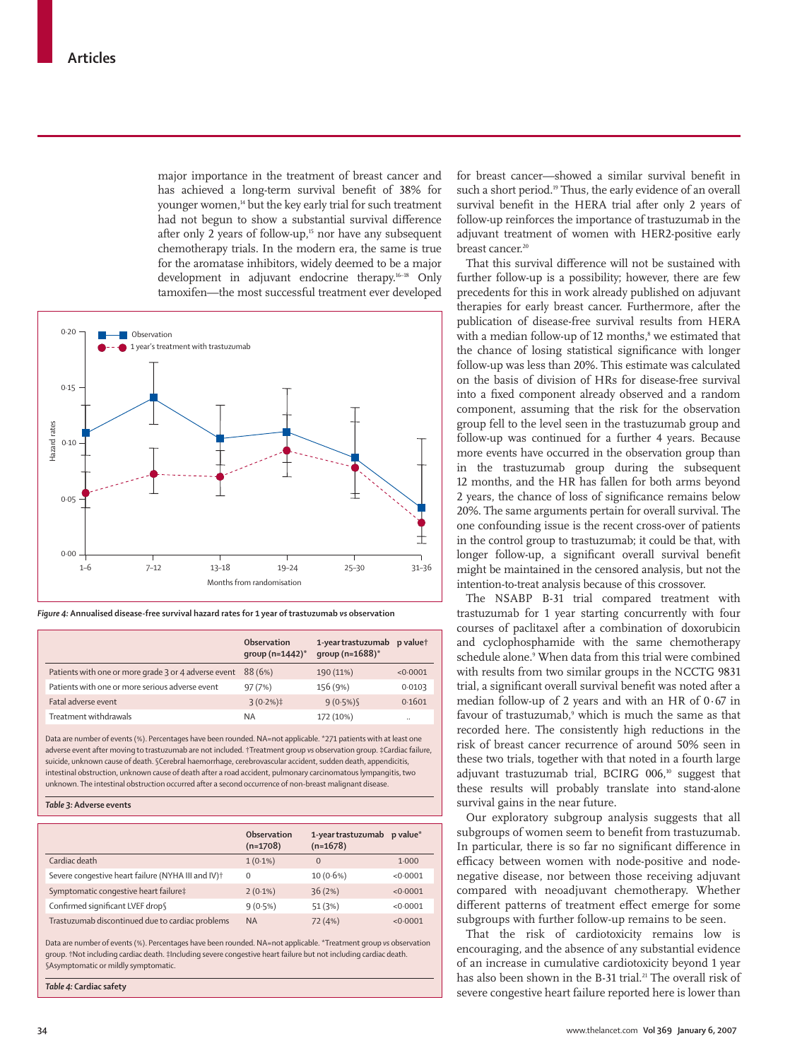major importance in the treatment of breast cancer and has achieved a long-term survival benefit of 38% for younger women,[14] but the key early trial for such treatment had not begun to show a substantial survival difference after only 2 years of follow-up,[15] nor have any subsequent chemotherapy trials. In the modern era, the same is true for the aromatase inhibitors, widely deemed to be a major development in adjuvant endocrine therapy.[16–18] Only tamoxifen—the most successful treatment ever developed for breast cancer—showed a similar survival benefit in such a short period.[19] Thus, the early evidence of an overall survival benefit in the HERA trial after only 2 years of follow-up reinforces the importance of trastuzumab in the adjuvant treatment of women with HER2-positive early breast cancer.[20]

*Figure 4:* **Annualised disease-free survival hazard rates for 1 year of trastuzumab vs observation**

| | Observation group (n=1442)* | 1-year trastuzumab group (n=1688)* | p value† |
|---|---|---|---|
| Patients with one or more grade 3 or 4 adverse event | 88 (6%) | 190 (11%) | <0·0001 |
| Patients with one or more serious adverse event | 97 (7%) | 156 (9%) | 0·0103 |
| Fatal adverse event | 3 (0·2%)‡ | 9 (0·5%)§ | 0·1601 |
| Treatment withdrawals | NA | 172 (10%) | .. |

Data are number of events (%). Percentages have been rounded. NA=not applicable. *271 patients with at least one adverse event after moving to trastuzumab are not included. †Treatment group vs observation group. ‡Cardiac failure, suicide, unknown cause of death. §Cerebral haemorrhage, cerebrovascular accident, sudden death, appendicitis, intestinal obstruction, unknown cause of death after a road accident, pulmonary carcinomatous lympangitis, two unknown. The intestinal obstruction occurred after a second occurrence of non-breast malignant disease.

*Table 3:* **Adverse events**

| | Observation (n=1708) | 1-year trastuzumab (n=1678) | p value* |
|---|---|---|---|
| Cardiac death | 1 (0·1%) | 0 | 1·000 |
| Severe congestive heart failure (NYHA III and IV)† | 0 | 10 (0·6%) | <0·0001 |
| Symptomatic congestive heart failure‡ | 2 (0·1%) | 36 (2%) | <0·0001 |
| Confirmed significant LVEF drop§ | 9 (0·5%) | 51 (3%) | <0·0001 |
| Trastuzumab discontinued due to cardiac problems | NA | 72 (4%) | <0·0001 |

Data are number of events (%). Percentages have been rounded. NA=not applicable. *Treatment group vs observation group. †Not including cardiac death. ‡Including severe congestive heart failure but not including cardiac death. §Asymptomatic or mildly symptomatic.

*Table 4:* **Cardiac safety**

That this survival difference will not be sustained with further follow-up is a possibility; however, there are few precedents for this in work already published on adjuvant therapies for early breast cancer. Furthermore, after the publication of disease-free survival results from HERA with a median follow-up of 12 months,[8] we estimated that the chance of losing statistical significance with longer follow-up was less than 20%. This estimate was calculated on the basis of division of HRs for disease-free survival into a fixed component already observed and a random component, assuming that the risk for the observation group fell to the level seen in the trastuzumab group and follow-up was continued for a further 4 years. Because more events have occurred in the observation group than in the trastuzumab group during the subsequent 12 months, and the HR has fallen for both arms beyond 2 years, the chance of loss of significance remains below 20%. The same arguments pertain for overall survival. The one confounding issue is the recent cross-over of patients in the control group to trastuzumab; it could be that, with longer follow-up, a significant survival benefit might be maintained in the censored analysis, but not the intention-to-treat analysis because of this crossover.

The NSABP B-31 trial compared treatment with trastuzumab for 1 year starting concurrently with four courses of paclitaxel after a combination of doxorubicin and cyclophosphamide with the same chemotherapy schedule alone.[9] When data from this trial were combined with results from two similar groups in the NCCTG 9831 trial, a significant overall survival benefit was noted after a median follow-up of 2 years and with an HR of 0·67 in favour of trastuzumab,[9] which is much the same as that recorded here. The consistently high reductions in the risk of breast cancer recurrence of around 50% seen in these two trials, together with that noted in a fourth large adjuvant trastuzumab trial, BCIRG 006,[10] suggest that these results will probably translate into stand-alone survival gains in the near future.

Our exploratory subgroup analysis suggests that all subgroups of women seem to benefit from trastuzumab. In particular, there is so far no significant difference in efficacy between women with node-positive and node-negative disease, nor between those receiving adjuvant compared with neoadjuvant chemotherapy. Whether different patterns of treatment effect emerge for some subgroups with further follow-up remains to be seen.

That the risk of cardiotoxicity remains low is encouraging, and the absence of any substantial evidence of an increase in cumulative cardiotoxicity beyond 1 year has also been shown in the B-31 trial.[21] The overall risk of severe congestive heart failure reported here is lower than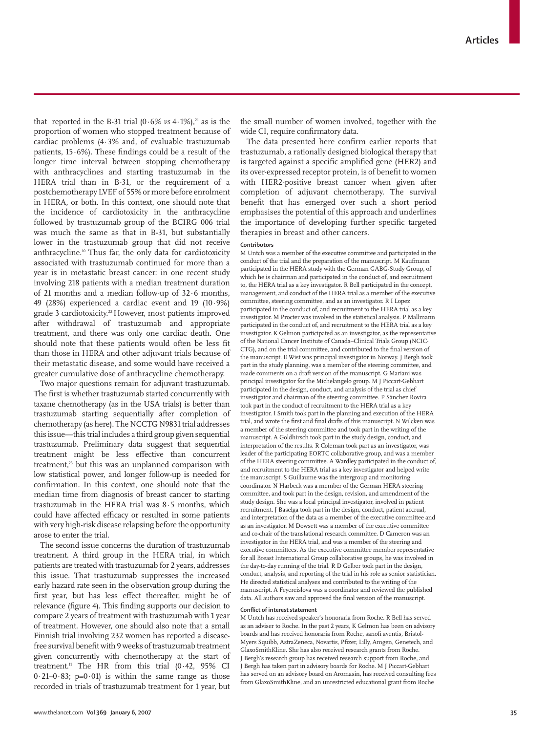that reported in the B-31 trial (0·6% *vs* 4·1%),[21] as is the proportion of women who stopped treatment because of cardiac problems (4·3% and, of evaluable trastuzumab patients, 15·6%). These findings could be a result of the longer time interval between stopping chemotherapy with anthracyclines and starting trastuzumab in the HERA trial than in B-31, or the requirement of a postchemotherapy LVEF of 55% or more before enrolment in HERA, or both. In this context, one should note that the incidence of cardiotoxicity in the anthracycline followed by trastuzumab group of the BCIRG 006 trial was much the same as that in B-31, but substantially lower in the trastuzumab group that did not receive anthracycline.[10] Thus far, the only data for cardiotoxicity associated with trastuzumab continued for more than a year is in metastatic breast cancer: in one recent study involving 218 patients with a median treatment duration of 21 months and a median follow-up of 32·6 months, 49 (28%) experienced a cardiac event and 19 (10·9%) grade 3 cardiotoxicity.[22] However, most patients improved after withdrawal of trastuzumab and appropriate treatment, and there was only one cardiac death. One should note that these patients would often be less fit than those in HERA and other adjuvant trials because of their metastatic disease, and some would have received a greater cumulative dose of anthracycline chemotherapy.

Two major questions remain for adjuvant trastuzumab. The first is whether trastuzumab started concurrently with taxane chemotherapy (as in the USA trials) is better than trastuzumab starting sequentially after completion of chemotherapy (as here). The NCCTG N9831 trial addresses this issue—this trial includes a third group given sequential trastuzumab. Preliminary data suggest that sequential treatment might be less effective than concurrent treatment,[23] but this was an unplanned comparison with low statistical power, and longer follow-up is needed for confirmation. In this context, one should note that the median time from diagnosis of breast cancer to starting trastuzumab in the HERA trial was 8·5 months, which could have affected efficacy or resulted in some patients with very high-risk disease relapsing before the opportunity arose to enter the trial.

The second issue concerns the duration of trastuzumab treatment. A third group in the HERA trial, in which patients are treated with trastuzumab for 2 years, addresses this issue. That trastuzumab suppresses the increased early hazard rate seen in the observation group during the first year, but has less effect thereafter, might be of relevance (figure 4). This finding supports our decision to compare 2 years of treatment with trastuzumab with 1 year of treatment. However, one should also note that a small Finnish trial involving 232 women has reported a disease-free survival benefit with 9 weeks of trastuzumab treatment given concurrently with chemotherapy at the start of treatment.[11] The HR from this trial (0·42, 95% CI 0·21–0·83; p=0·01) is within the same range as those recorded in trials of trastuzumab treatment for 1 year, but the small number of women involved, together with the wide CI, require confirmatory data.

The data presented here confirm earlier reports that trastuzumab, a rationally designed biological therapy that is targeted against a specific amplified gene (HER2) and its over-expressed receptor protein, is of benefit to women with HER2-positive breast cancer when given after completion of adjuvant chemotherapy. The survival benefit that has emerged over such a short period emphasises the potential of this approach and underlines the importance of developing further specific targeted therapies in breast and other cancers.

#### Contributors

M Untch was a member of the executive committee and participated in the conduct of the trial and the preparation of the manuscript. M Kaufmann participated in the HERA study with the German GABG-Study Group, of which he is chairman and participated in the conduct of, and recruitment to, the HERA trial as a key investigator. R Bell participated in the concept, management, and conduct of the HERA trial as a member of the executive committee, steering committee, and as an investigator. R I Lopez participated in the conduct of, and recruitment to the HERA trial as a key investigator. M Procter was involved in the statistical analysis. P Mallmann participated in the conduct of, and recruitment to the HERA trial as a key investigator. K Gelmon participated as an investigator, as the representative of the National Cancer Institute of Canada–Clinical Trials Group (NCIC-CTG), and on the trial committee, and contributed to the final version of the manuscript. E Wist was principal investigator in Norway. J Bergh took part in the study planning, was a member of the steering committee, and made comments on a draft version of the manuscript. G Mariani was principal investigator for the Michelangelo group. M J Piccart-Gebhart participated in the design, conduct, and analysis of the trial as chief investigator and chairman of the steering committee. P Sánchez Rovira took part in the conduct of recruitment to the HERA trial as a key investigator. I Smith took part in the planning and execution of the HERA trial, and wrote the first and final drafts of this manuscript. N Wilcken was a member of the steering committee and took part in the writing of the manuscript. A Goldhirsch took part in the study design, conduct, and interpretation of the results. R Coleman took part as an investigator, was leader of the participating EORTC collaborative group, and was a member of the HERA steering committee. A Wardley participated in the conduct of, and recruitment to the HERA trial as a key investigator and helped write the manuscript. S Guillaume was the intergroup and monitoring coordinator. N Harbeck was a member of the German HERA steering committee, and took part in the design, revision, and amendment of the study design. She was a local principal investigator, involved in patient recruitment. J Baselga took part in the design, conduct, patient accrual, and interpretation of the data as a member of the executive committee and as an investigator. M Dowsett was a member of the executive committee and co-chair of the translational research committee. D Cameron was an investigator in the HERA trial, and was a member of the steering and executive committees. As the executive committee member representative for all Breast International Group collaborative groups, he was involved in the day-to-day running of the trial. R D Gelber took part in the design, conduct, analysis, and reporting of the trial in his role as senior statistician. He directed statistical analyses and contributed to the writing of the manuscript. A Feyereislova was a coordinator and reviewed the published data. All authors saw and approved the final version of the manuscript.

#### Conflict of interest statement

M Untch has received speaker's honoraria from Roche. R Bell has served as an adviser to Roche. In the past 2 years, K Gelmon has been on advisory boards and has received honoraria from Roche, sanofi aventis, Bristol-Myers Squibb, AstraZeneca, Novartis, Pfizer, Lilly, Amgen, Genetech, and GlaxoSmithKline. She has also received research grants from Roche. J Bergh's research group has received research support from Roche, and J Bergh has taken part in advisory boards for Roche. M J Piccart-Gebhart has served on an advisory board on Aromasin, has received consulting fees from GlaxoSmithKline, and an unrestricted educational grant from Roche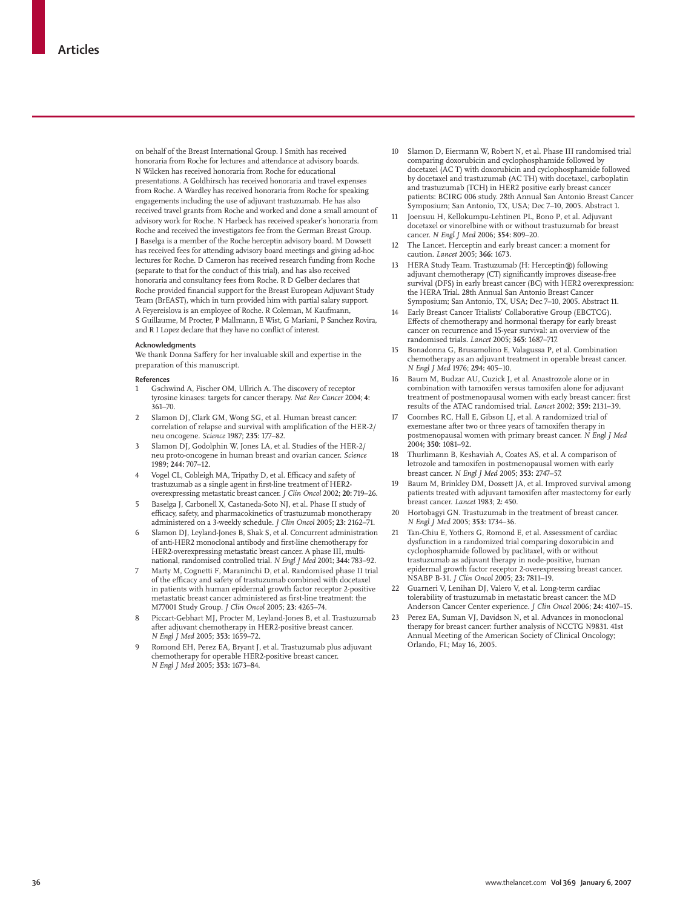on behalf of the Breast International Group. I Smith has received honoraria from Roche for lectures and attendance at advisory boards. N Wilcken has received honoraria from Roche for educational presentations. A Goldhirsch has received honoraria and travel expenses from Roche. A Wardley has received honoraria from Roche for speaking engagements including the use of adjuvant trastuzumab. He has also received travel grants from Roche and worked and done a small amount of advisory work for Roche. N Harbeck has received speaker's honoraria from Roche and received the investigators fee from the German Breast Group. J Baselga is a member of the Roche herceptin advisory board. M Dowsett has received fees for attending advisory board meetings and giving ad-hoc lectures for Roche. D Cameron has received research funding from Roche (separate to that for the conduct of this trial), and has also received honoraria and consultancy fees from Roche. R D Gelber declares that Roche provided financial support for the Breast European Adjuvant Study Team (BrEAST), which in turn provided him with partial salary support. A Feyereislova is an employee of Roche. R Coleman, M Kaufmann, S Guillaume, M Procter, P Mallmann, E Wist, G Mariani, P Sanchez Rovira, and R I Lopez declare that they have no conflict of interest.

#### Acknowledgments

We thank Donna Saffery for her invaluable skill and expertise in the preparation of this manuscript.

#### References

1. Gschwind A, Fischer OM, Ullrich A. The discovery of receptor tyrosine kinases: targets for cancer therapy. *Nat Rev Cancer* 2004; **4:** 361–70.
2. Slamon DJ, Clark GM, Wong SG, et al. Human breast cancer: correlation of relapse and survival with amplification of the HER-2/neu oncogene. *Science* 1987; **235:** 177–82.
3. Slamon DJ, Godolphin W, Jones LA, et al. Studies of the HER-2/neu proto-oncogene in human breast and ovarian cancer. *Science* 1989; **244:** 707–12.
4. Vogel CL, Cobleigh MA, Tripathy D, et al. Efficacy and safety of trastuzumab as a single agent in first-line treatment of HER2-overexpressing metastatic breast cancer. *J Clin Oncol* 2002; **20:** 719–26.
5. Baselga J, Carbonell X, Castaneda-Soto NJ, et al. Phase II study of efficacy, safety, and pharmacokinetics of trastuzumab monotherapy administered on a 3-weekly schedule. *J Clin Oncol* 2005; **23:** 2162–71.
6. Slamon DJ, Leyland-Jones B, Shak S, et al. Concurrent administration of anti-HER2 monoclonal antibody and first-line chemotherapy for HER2-overexpressing metastatic breast cancer. A phase III, multinational, randomised controlled trial. *N Engl J Med* 2001; **344:** 783–92.
7. Marty M, Cognetti F, Maraninchi D, et al. Randomised phase II trial of the efficacy and safety of trastuzumab combined with docetaxel in patients with human epidermal growth factor receptor 2-positive metastatic breast cancer administered as first-line treatment: the M77001 Study Group. *J Clin Oncol* 2005; **23:** 4265–74.
8. Piccart-Gebhart MJ, Procter M, Leyland-Jones B, et al. Trastuzumab after adjuvant chemotherapy in HER2-positive breast cancer. *N Engl J Med* 2005; **353:** 1659–72.
9. Romond EH, Perez EA, Bryant J, et al. Trastuzumab plus adjuvant chemotherapy for operable HER2-positive breast cancer. *N Engl J Med* 2005; **353:** 1673–84.
10. Slamon D, Eiermann W, Robert N, et al. Phase III randomised trial comparing doxorubicin and cyclophosphamide followed by docetaxel (AC T) with doxorubicin and cyclophosphamide followed by docetaxel and trastuzumab (AC TH) with docetaxel, carboplatin and trastuzumab (TCH) in HER2 positive early breast cancer patients: BCIRG 006 study. 28th Annual San Antonio Breast Cancer Symposium; San Antonio, TX, USA; Dec 7–10, 2005. Abstract 1.
11. Joensuu H, Kellokumpu-Lehtinen PL, Bono P, et al. Adjuvant docetaxel or vinorelbine with or without trastuzumab for breast cancer. *N Engl J Med* 2006; **354:** 809–20.
12. The Lancet. Herceptin and early breast cancer: a moment for caution. *Lancet* 2005; **366:** 1673.
13. HERA Study Team. Trastuzumab (H: Herceptin®) following adjuvant chemotherapy (CT) significantly improves disease-free survival (DFS) in early breast cancer (BC) with HER2 overexpression: the HERA Trial. 28th Annual San Antonio Breast Cancer Symposium; San Antonio, TX, USA; Dec 7–10, 2005. Abstract 11.
14. Early Breast Cancer Trialists' Collaborative Group (EBCTCG). Effects of chemotherapy and hormonal therapy for early breast cancer on recurrence and 15-year survival: an overview of the randomised trials. *Lancet* 2005; **365:** 1687–717.
15. Bonadonna G, Brusamolino E, Valagussa P, et al. Combination chemotherapy as an adjuvant treatment in operable breast cancer. *N Engl J Med* 1976; **294:** 405–10.
16. Baum M, Budzar AU, Cuzick J, et al. Anastrozole alone or in combination with tamoxifen versus tamoxifen alone for adjuvant treatment of postmenopausal women with early breast cancer: first results of the ATAC randomised trial. *Lancet* 2002; **359:** 2131–39.
17. Coombes RC, Hall E, Gibson LJ, et al. A randomized trial of exemestane after two or three years of tamoxifen therapy in postmenopausal women with primary breast cancer. *N Engl J Med* 2004; **350:** 1081–92.
18. Thurlimann B, Keshaviah A, Coates AS, et al. A comparison of letrozole and tamoxifen in postmenopausal women with early breast cancer. *N Engl J Med* 2005; **353:** 2747–57.
19. Baum M, Brinkley DM, Dossett JA, et al. Improved survival among patients treated with adjuvant tamoxifen after mastectomy for early breast cancer. *Lancet* 1983; **2:** 450.
20. Hortobagyi GN. Trastuzumab in the treatment of breast cancer. *N Engl J Med* 2005; **353:** 1734–36.
21. Tan-Chiu E, Yothers G, Romond E, et al. Assessment of cardiac dysfunction in a randomized trial comparing doxorubicin and cyclophosphamide followed by paclitaxel, with or without trastuzumab as adjuvant therapy in node-positive, human epidermal growth factor receptor 2-overexpressing breast cancer. NSABP B-31. *J Clin Oncol* 2005; **23:** 7811–19.
22. Guarneri V, Lenihan DJ, Valero V, et al. Long-term cardiac tolerability of trastuzumab in metastatic breast cancer: the MD Anderson Cancer Center experience. *J Clin Oncol* 2006; **24:** 4107–15.
23. Perez EA, Suman VJ, Davidson N, et al. Advances in monoclonal therapy for breast cancer: further analysis of NCCTG N9831. 41st Annual Meeting of the American Society of Clinical Oncology; Orlando, FL; May 16, 2005.